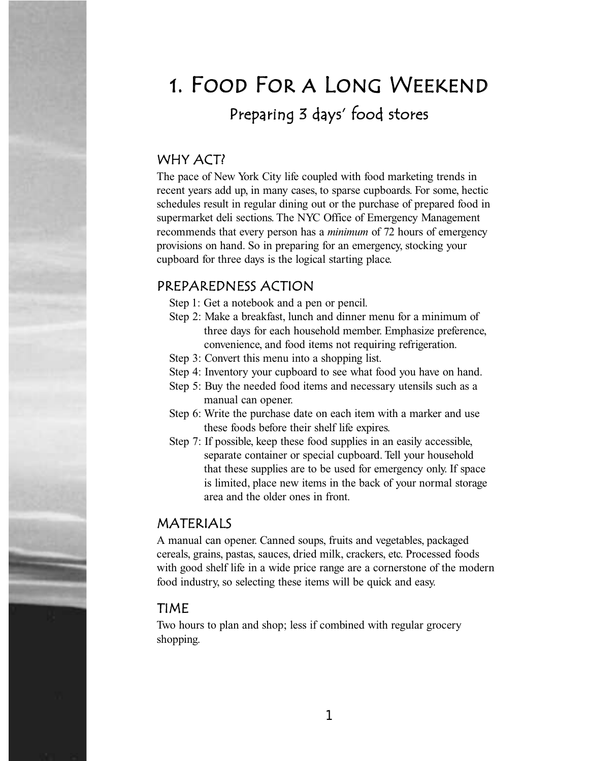# 1. Food For a Long Weekend

## Preparing 3 days' food stores

### WHY ACT?

The pace of New York City life coupled with food marketing trends in recent years add up, in many cases, to sparse cupboards. For some, hectic schedules result in regular dining out or the purchase of prepared food in supermarket deli sections. The NYC Office of Emergency Management recommends that every person has a *minimum* of 72 hours of emergency provisions on hand. So in preparing for an emergency, stocking your cupboard for three days is the logical starting place.

### PREPAREDNESS ACTION

Step 1: Get a notebook and a pen or pencil.

Step 2: Make a breakfast, lunch and dinner menu for a minimum of three days for each household member. Emphasize preference, convenience, and food items not requiring refrigeration.

Step 3: Convert this menu into a shopping list.

Step 4: Inventory your cupboard to see what food you have on hand.

Step 5: Buy the needed food items and necessary utensils such as a manual can opener.

Step 6: Write the purchase date on each item with a marker and use these foods before their shelf life expires.

Step 7: If possible, keep these food supplies in an easily accessible, separate container or special cupboard. Tell your household that these supplies are to be used for emergency only. If space is limited, place new items in the back of your normal storage area and the older ones in front.

### MATERIALS

A manual can opener. Canned soups, fruits and vegetables, packaged cereals, grains, pastas, sauces, dried milk, crackers, etc. Processed foods with good shelf life in a wide price range are a cornerstone of the modern food industry, so selecting these items will be quick and easy.

### TIME

Two hours to plan and shop; less if combined with regular grocery shopping.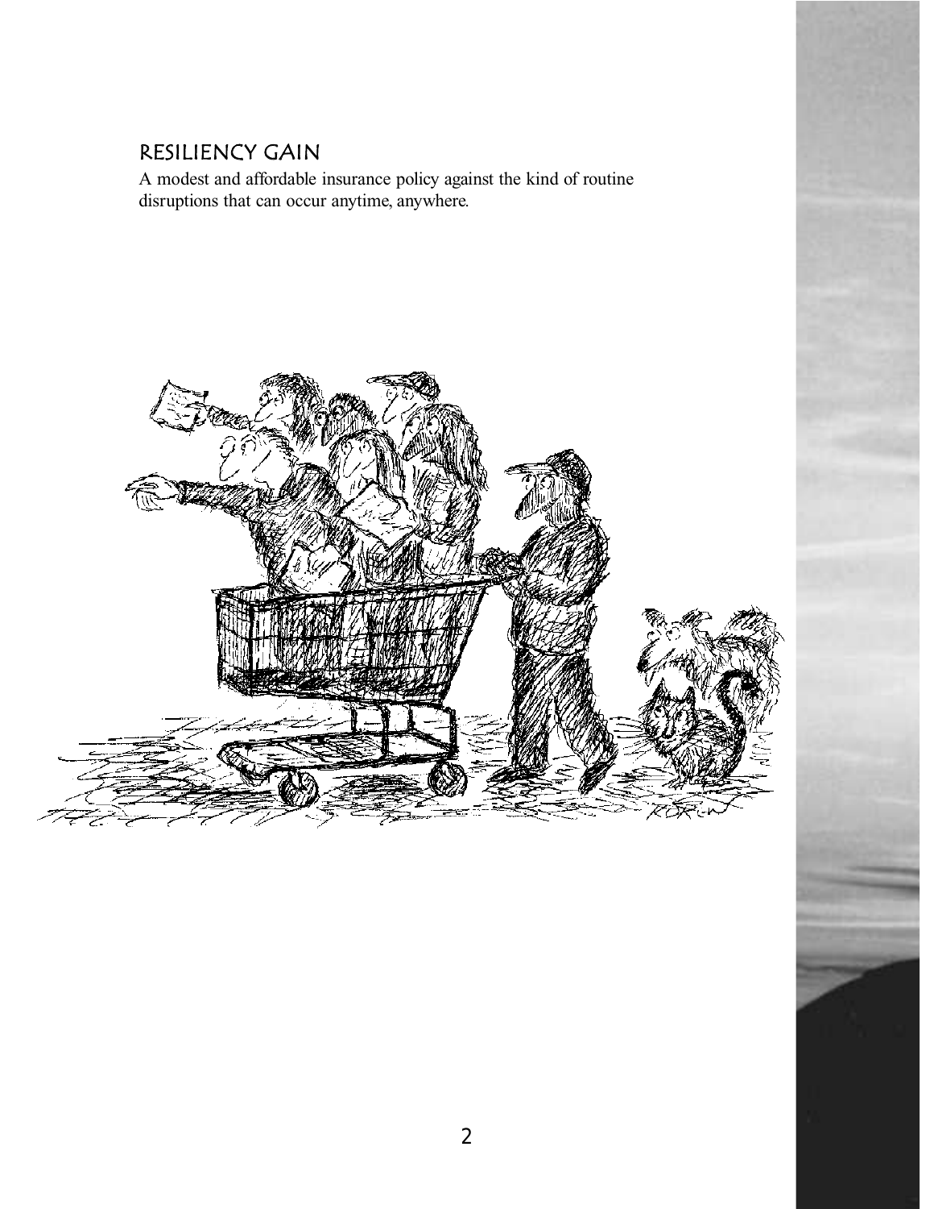## RESILIENCY GAIN

A modest and affordable insurance policy against the kind of routine disruptions that can occur anytime, anywhere.